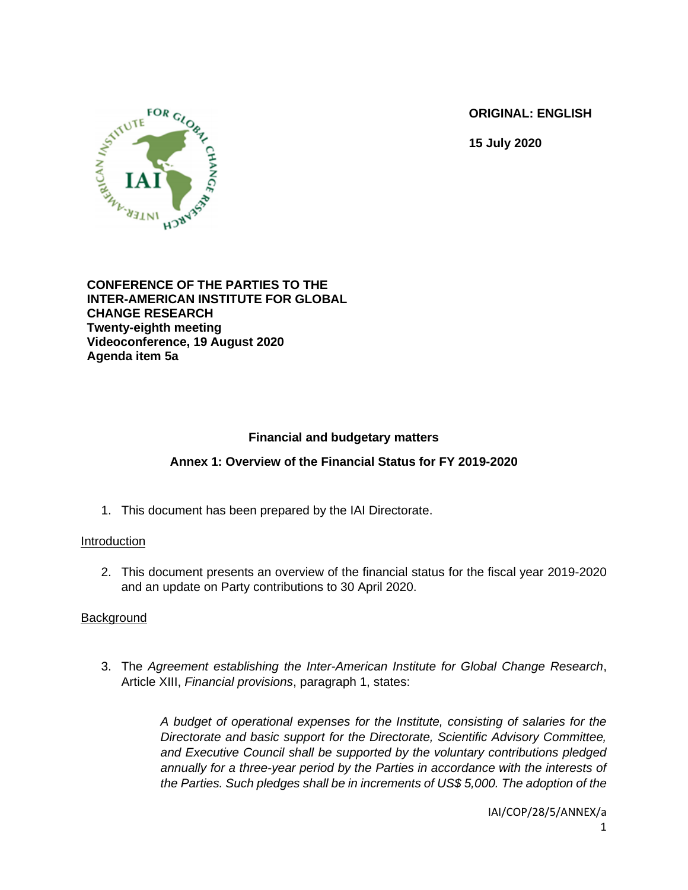**ORIGINAL: ENGLISH**

**15 July 2020**

**CONFERENCE OF THE PARTIES TO THE INTER-AMERICAN INSTITUTE FOR GLOBAL CHANGE RESEARCH**
**Twenty-eighth meeting**
**Videoconference, 19 August 2020**
**Agenda item 5a**

## Financial and budgetary matters

## Annex 1: Overview of the Financial Status for FY 2019-2020

1. This document has been prepared by the IAI Directorate.

### Introduction

2. This document presents an overview of the financial status for the fiscal year 2019-2020 and an update on Party contributions to 30 April 2020.

### Background

3. The *Agreement establishing the Inter-American Institute for Global Change Research*, Article XIII, *Financial provisions*, paragraph 1, states:

> *A budget of operational expenses for the Institute, consisting of salaries for the Directorate and basic support for the Directorate, Scientific Advisory Committee, and Executive Council shall be supported by the voluntary contributions pledged annually for a three-year period by the Parties in accordance with the interests of the Parties. Such pledges shall be in increments of US$ 5,000. The adoption of the*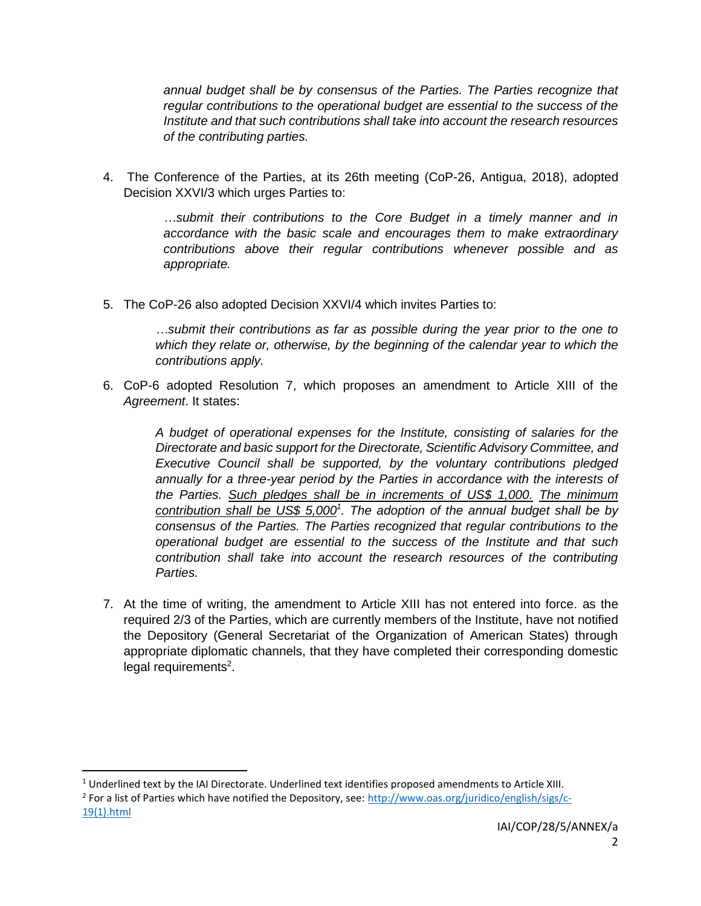*annual budget shall be by consensus of the Parties. The Parties recognize that regular contributions to the operational budget are essential to the success of the Institute and that such contributions shall take into account the research resources of the contributing parties.*

4. The Conference of the Parties, at its 26th meeting (CoP-26, Antigua, 2018), adopted Decision XXVI/3 which urges Parties to:

   *…submit their contributions to the Core Budget in a timely manner and in accordance with the basic scale and encourages them to make extraordinary contributions above their regular contributions whenever possible and as appropriate.*

5. The CoP-26 also adopted Decision XXVI/4 which invites Parties to:

   *…submit their contributions as far as possible during the year prior to the one to which they relate or, otherwise, by the beginning of the calendar year to which the contributions apply.*

6. CoP-6 adopted Resolution 7, which proposes an amendment to Article XIII of the *Agreement*. It states:

   *A budget of operational expenses for the Institute, consisting of salaries for the Directorate and basic support for the Directorate, Scientific Advisory Committee, and Executive Council shall be supported, by the voluntary contributions pledged annually for a three-year period by the Parties in accordance with the interests of the Parties. <u>Such pledges shall be in increments of US$ 1,000.</u> <u>The minimum contribution shall be US$ 5,000</u>[1]. The adoption of the annual budget shall be by consensus of the Parties. The Parties recognized that regular contributions to the operational budget are essential to the success of the Institute and that such contribution shall take into account the research resources of the contributing Parties.*

7. At the time of writing, the amendment to Article XIII has not entered into force. as the required 2/3 of the Parties, which are currently members of the Institute, have not notified the Depository (General Secretariat of the Organization of American States) through appropriate diplomatic channels, that they have completed their corresponding domestic legal requirements[2].

---

[1] Underlined text by the IAI Directorate. Underlined text identifies proposed amendments to Article XIII.

[2] For a list of Parties which have notified the Depository, see: http://www.oas.org/juridico/english/sigs/c-19(1).html

IAI/COP/28/5/ANNEX/a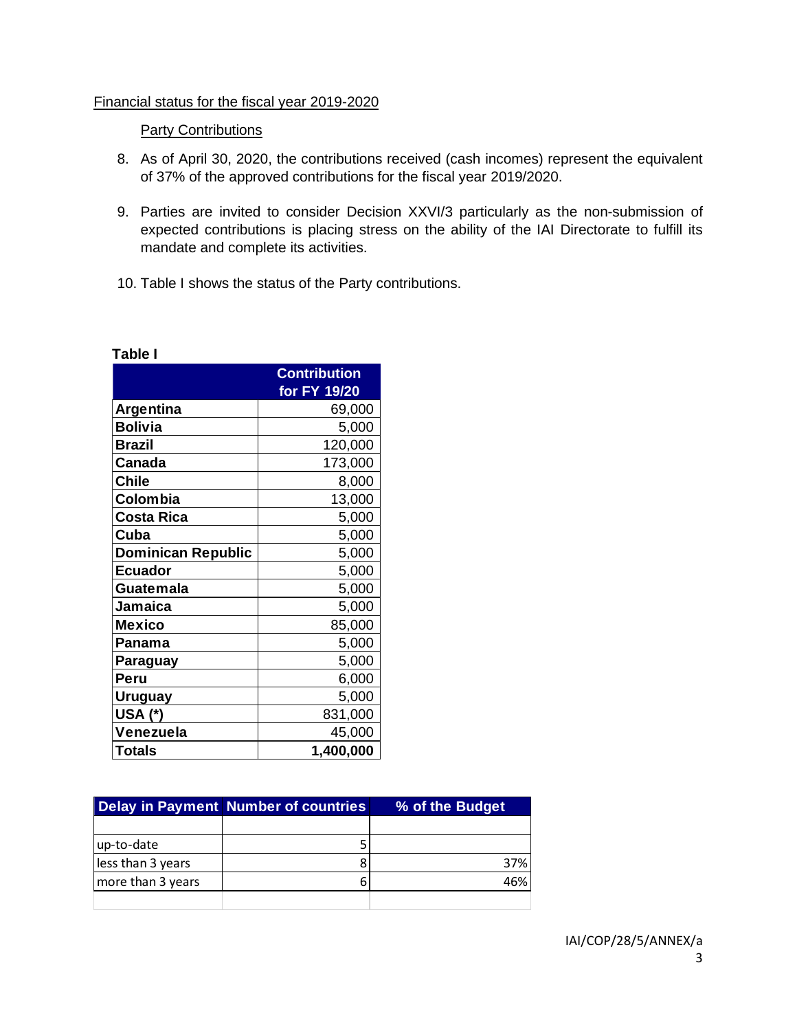Financial status for the fiscal year 2019-2020

Party Contributions

8. As of April 30, 2020, the contributions received (cash incomes) represent the equivalent of 37% of the approved contributions for the fiscal year 2019/2020.

9. Parties are invited to consider Decision XXVI/3 particularly as the non-submission of expected contributions is placing stress on the ability of the IAI Directorate to fulfill its mandate and complete its activities.

10. Table I shows the status of the Party contributions.

**Table I**

| | Contribution for FY 19/20 |
|---|---|
| **Argentina** | 69,000 |
| **Bolivia** | 5,000 |
| **Brazil** | 120,000 |
| **Canada** | 173,000 |
| **Chile** | 8,000 |
| **Colombia** | 13,000 |
| **Costa Rica** | 5,000 |
| **Cuba** | 5,000 |
| **Dominican Republic** | 5,000 |
| **Ecuador** | 5,000 |
| **Guatemala** | 5,000 |
| **Jamaica** | 5,000 |
| **Mexico** | 85,000 |
| **Panama** | 5,000 |
| **Paraguay** | 5,000 |
| **Peru** | 6,000 |
| **Uruguay** | 5,000 |
| **USA (*)** | 831,000 |
| **Venezuela** | 45,000 |
| **Totals** | **1,400,000** |

| Delay in Payment | Number of countries | % of the Budget |
|---|---|---|
| | | |
| up-to-date | 5 | |
| less than 3 years | 8 | 37% |
| more than 3 years | 6 | 46% |
| | | |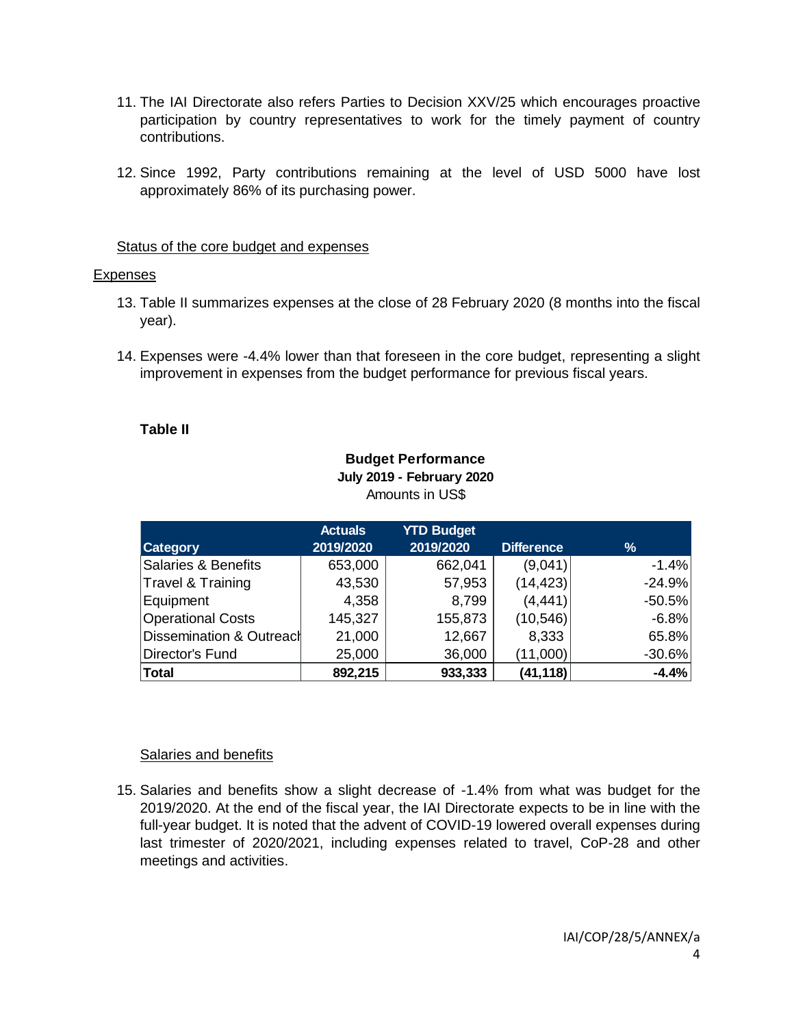11. The IAI Directorate also refers Parties to Decision XXV/25 which encourages proactive participation by country representatives to work for the timely payment of country contributions.

12. Since 1992, Party contributions remaining at the level of USD 5000 have lost approximately 86% of its purchasing power.

Status of the core budget and expenses

Expenses

13. Table II summarizes expenses at the close of 28 February 2020 (8 months into the fiscal year).

14. Expenses were -4.4% lower than that foreseen in the core budget, representing a slight improvement in expenses from the budget performance for previous fiscal years.

**Table II**

**Budget Performance**
**July 2019 - February 2020**
Amounts in US$

| Category | Actuals 2019/2020 | YTD Budget 2019/2020 | Difference | % |
|---|---|---|---|---|
| Salaries & Benefits | 653,000 | 662,041 | (9,041) | -1.4% |
| Travel & Training | 43,530 | 57,953 | (14,423) | -24.9% |
| Equipment | 4,358 | 8,799 | (4,441) | -50.5% |
| Operational Costs | 145,327 | 155,873 | (10,546) | -6.8% |
| Dissemination & Outreach | 21,000 | 12,667 | 8,333 | 65.8% |
| Director's Fund | 25,000 | 36,000 | (11,000) | -30.6% |
| **Total** | **892,215** | **933,333** | **(41,118)** | **-4.4%** |

Salaries and benefits

15. Salaries and benefits show a slight decrease of -1.4% from what was budget for the 2019/2020. At the end of the fiscal year, the IAI Directorate expects to be in line with the full-year budget. It is noted that the advent of COVID-19 lowered overall expenses during last trimester of 2020/2021, including expenses related to travel, CoP-28 and other meetings and activities.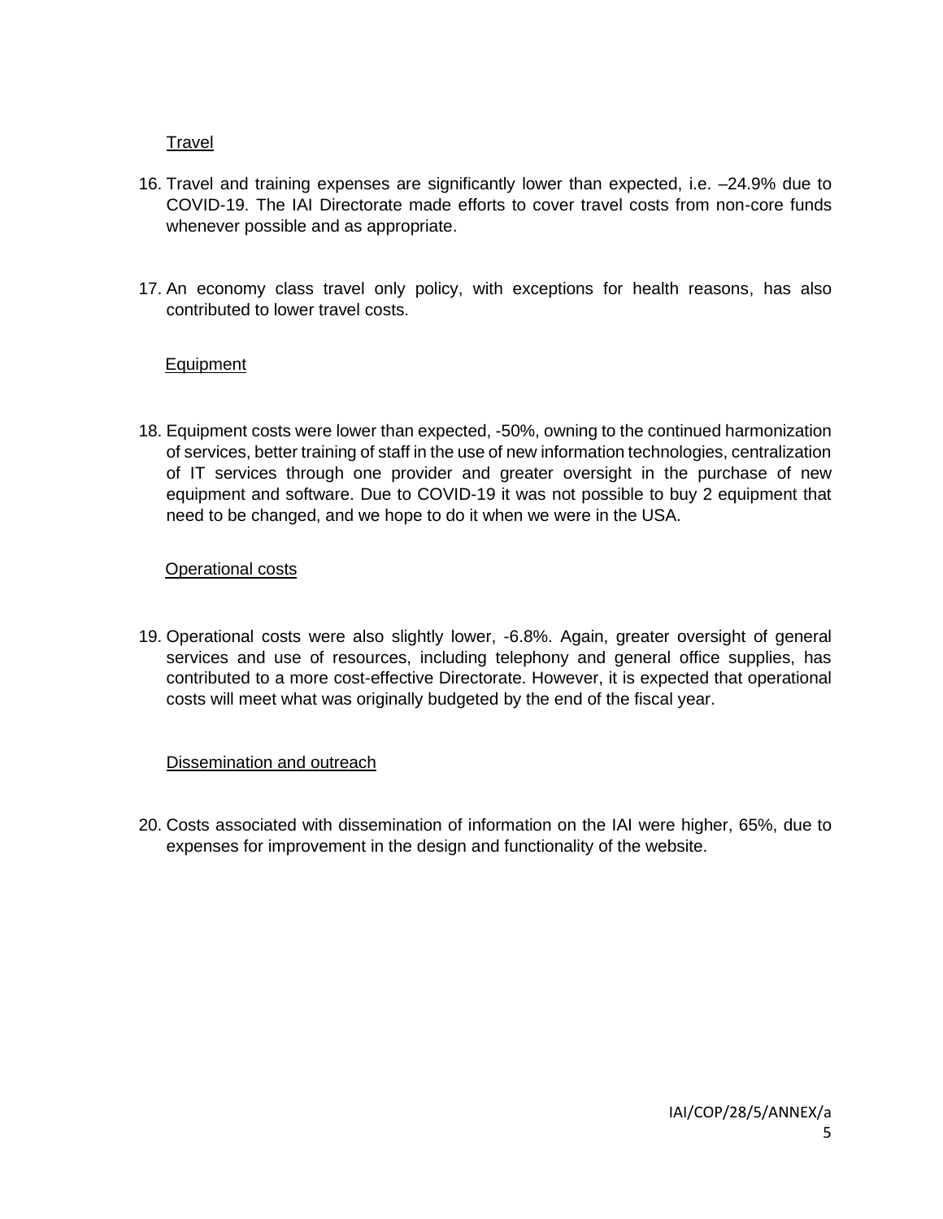Travel

16. Travel and training expenses are significantly lower than expected, i.e. –24.9% due to COVID-19. The IAI Directorate made efforts to cover travel costs from non-core funds whenever possible and as appropriate.

17. An economy class travel only policy, with exceptions for health reasons, has also contributed to lower travel costs.

Equipment

18. Equipment costs were lower than expected, -50%, owning to the continued harmonization of services, better training of staff in the use of new information technologies, centralization of IT services through one provider and greater oversight in the purchase of new equipment and software. Due to COVID-19 it was not possible to buy 2 equipment that need to be changed, and we hope to do it when we were in the USA.

Operational costs

19. Operational costs were also slightly lower, -6.8%. Again, greater oversight of general services and use of resources, including telephony and general office supplies, has contributed to a more cost-effective Directorate. However, it is expected that operational costs will meet what was originally budgeted by the end of the fiscal year.

Dissemination and outreach

20. Costs associated with dissemination of information on the IAI were higher, 65%, due to expenses for improvement in the design and functionality of the website.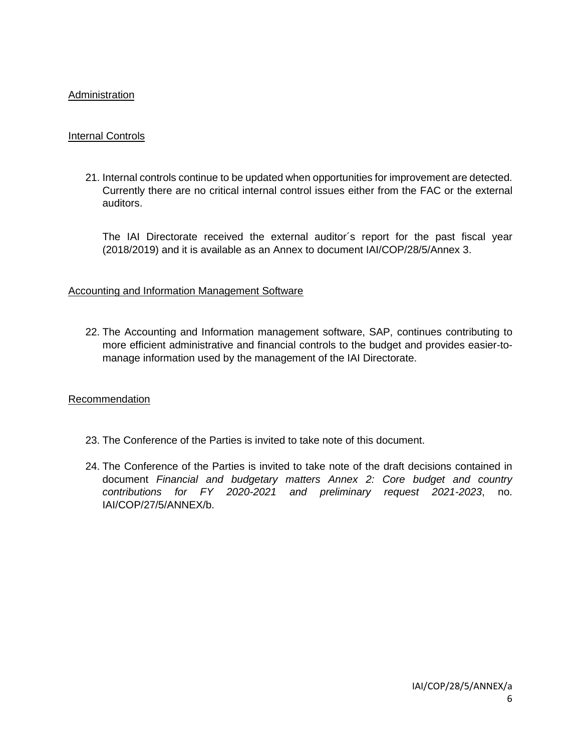Administration

Internal Controls

21. Internal controls continue to be updated when opportunities for improvement are detected. Currently there are no critical internal control issues either from the FAC or the external auditors.

    The IAI Directorate received the external auditor´s report for the past fiscal year (2018/2019) and it is available as an Annex to document IAI/COP/28/5/Annex 3.

Accounting and Information Management Software

22. The Accounting and Information management software, SAP, continues contributing to more efficient administrative and financial controls to the budget and provides easier-to-manage information used by the management of the IAI Directorate.

Recommendation

23. The Conference of the Parties is invited to take note of this document.

24. The Conference of the Parties is invited to take note of the draft decisions contained in document *Financial and budgetary matters Annex 2: Core budget and country contributions for FY 2020-2021 and preliminary request 2021-2023*, no. IAI/COP/27/5/ANNEX/b.